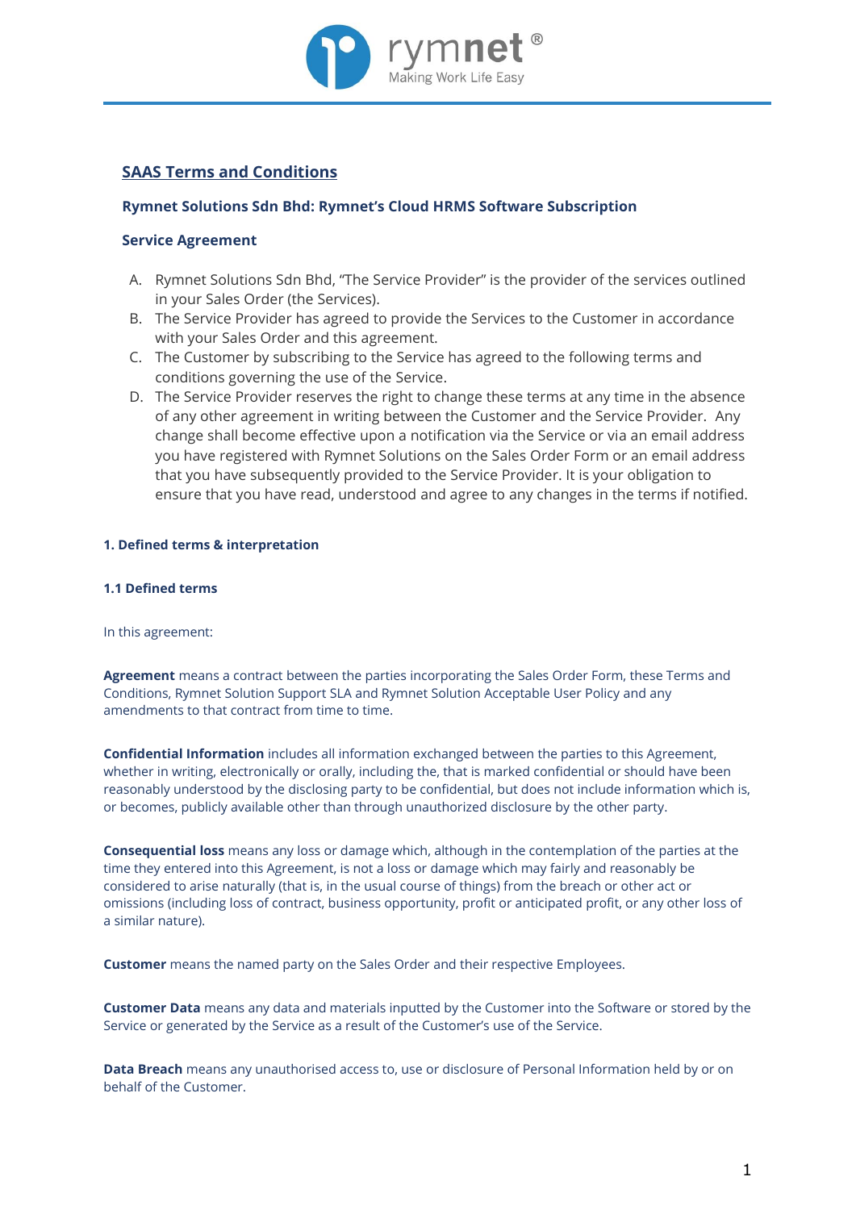## SAAS Terms and Conditions

### Rymnet Solutions Sdn Bhd: Rymnet's Cloud HRMS Software Subscription

### Service Agreement

A. Rymnet Solutions Sdn Bhd, "The Service Provider" is the provider of the services outlined in your Sales Order (the Services).

B. The Service Provider has agreed to provide the Services to the Customer in accordance with your Sales Order and this agreement.

C. The Customer by subscribing to the Service has agreed to the following terms and conditions governing the use of the Service.

D. The Service Provider reserves the right to change these terms at any time in the absence of any other agreement in writing between the Customer and the Service Provider. Any change shall become effective upon a notification via the Service or via an email address you have registered with Rymnet Solutions on the Sales Order Form or an email address that you have subsequently provided to the Service Provider. It is your obligation to ensure that you have read, understood and agree to any changes in the terms if notified.

#### 1. Defined terms & interpretation

#### 1.1 Defined terms

In this agreement:

**Agreement** means a contract between the parties incorporating the Sales Order Form, these Terms and Conditions, Rymnet Solution Support SLA and Rymnet Solution Acceptable User Policy and any amendments to that contract from time to time.

**Confidential Information** includes all information exchanged between the parties to this Agreement, whether in writing, electronically or orally, including the, that is marked confidential or should have been reasonably understood by the disclosing party to be confidential, but does not include information which is, or becomes, publicly available other than through unauthorized disclosure by the other party.

**Consequential loss** means any loss or damage which, although in the contemplation of the parties at the time they entered into this Agreement, is not a loss or damage which may fairly and reasonably be considered to arise naturally (that is, in the usual course of things) from the breach or other act or omissions (including loss of contract, business opportunity, profit or anticipated profit, or any other loss of a similar nature).

**Customer** means the named party on the Sales Order and their respective Employees.

**Customer Data** means any data and materials inputted by the Customer into the Software or stored by the Service or generated by the Service as a result of the Customer's use of the Service.

**Data Breach** means any unauthorised access to, use or disclosure of Personal Information held by or on behalf of the Customer.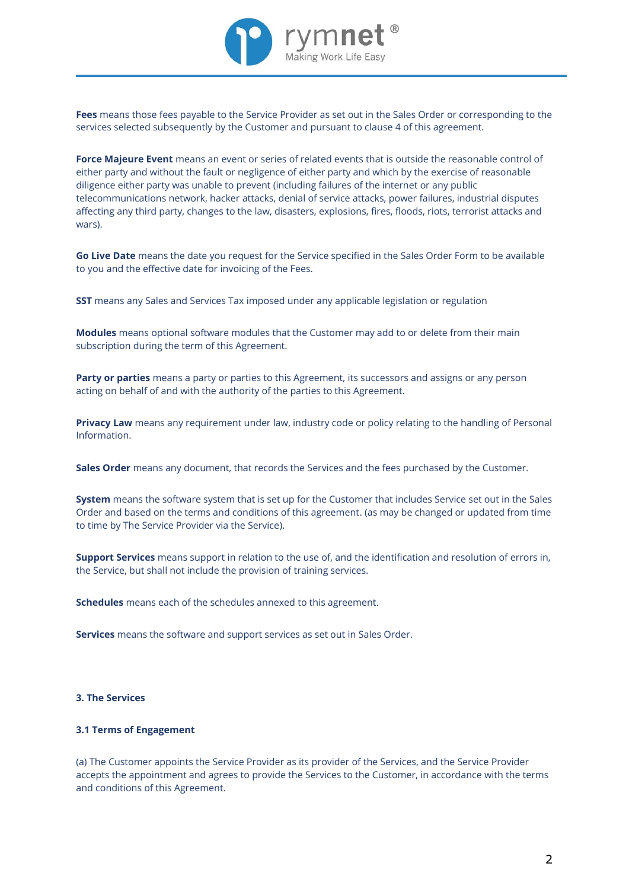**Fees** means those fees payable to the Service Provider as set out in the Sales Order or corresponding to the services selected subsequently by the Customer and pursuant to clause 4 of this agreement.

**Force Majeure Event** means an event or series of related events that is outside the reasonable control of either party and without the fault or negligence of either party and which by the exercise of reasonable diligence either party was unable to prevent (including failures of the internet or any public telecommunications network, hacker attacks, denial of service attacks, power failures, industrial disputes affecting any third party, changes to the law, disasters, explosions, fires, floods, riots, terrorist attacks and wars).

**Go Live Date** means the date you request for the Service specified in the Sales Order Form to be available to you and the effective date for invoicing of the Fees.

**SST** means any Sales and Services Tax imposed under any applicable legislation or regulation

**Modules** means optional software modules that the Customer may add to or delete from their main subscription during the term of this Agreement.

**Party or parties** means a party or parties to this Agreement, its successors and assigns or any person acting on behalf of and with the authority of the parties to this Agreement.

**Privacy Law** means any requirement under law, industry code or policy relating to the handling of Personal Information.

**Sales Order** means any document, that records the Services and the fees purchased by the Customer.

**System** means the software system that is set up for the Customer that includes Service set out in the Sales Order and based on the terms and conditions of this agreement. (as may be changed or updated from time to time by The Service Provider via the Service).

**Support Services** means support in relation to the use of, and the identification and resolution of errors in, the Service, but shall not include the provision of training services.

**Schedules** means each of the schedules annexed to this agreement.

**Services** means the software and support services as set out in Sales Order.

### 3. The Services

#### 3.1 Terms of Engagement

(a) The Customer appoints the Service Provider as its provider of the Services, and the Service Provider accepts the appointment and agrees to provide the Services to the Customer, in accordance with the terms and conditions of this Agreement.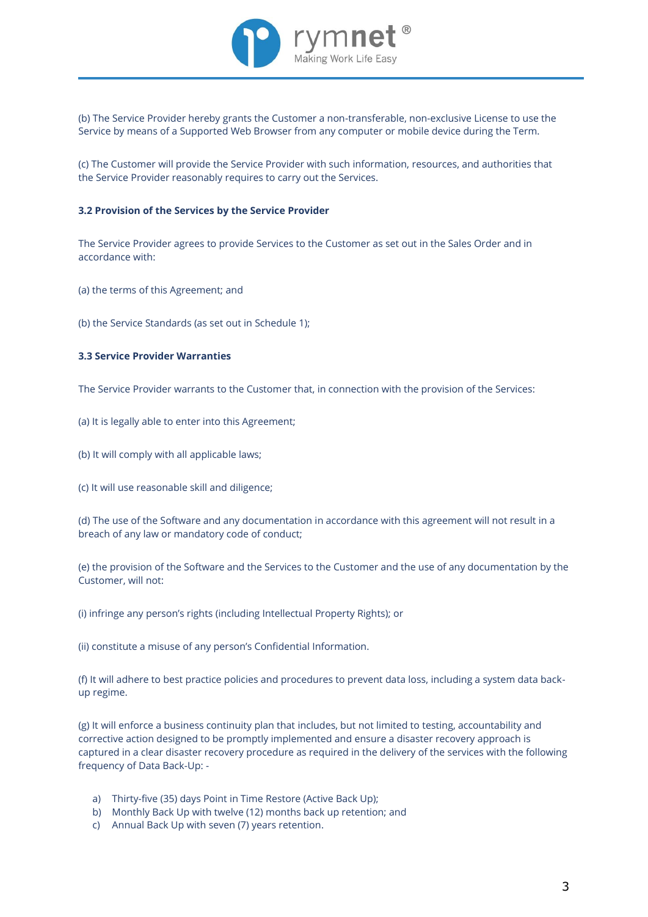(b) The Service Provider hereby grants the Customer a non-transferable, non-exclusive License to use the Service by means of a Supported Web Browser from any computer or mobile device during the Term.

(c) The Customer will provide the Service Provider with such information, resources, and authorities that the Service Provider reasonably requires to carry out the Services.

**3.2 Provision of the Services by the Service Provider**

The Service Provider agrees to provide Services to the Customer as set out in the Sales Order and in accordance with:

(a) the terms of this Agreement; and

(b) the Service Standards (as set out in Schedule 1);

**3.3 Service Provider Warranties**

The Service Provider warrants to the Customer that, in connection with the provision of the Services:

(a) It is legally able to enter into this Agreement;

(b) It will comply with all applicable laws;

(c) It will use reasonable skill and diligence;

(d) The use of the Software and any documentation in accordance with this agreement will not result in a breach of any law or mandatory code of conduct;

(e) the provision of the Software and the Services to the Customer and the use of any documentation by the Customer, will not:

(i) infringe any person's rights (including Intellectual Property Rights); or

(ii) constitute a misuse of any person's Confidential Information.

(f) It will adhere to best practice policies and procedures to prevent data loss, including a system data back-up regime.

(g) It will enforce a business continuity plan that includes, but not limited to testing, accountability and corrective action designed to be promptly implemented and ensure a disaster recovery approach is captured in a clear disaster recovery procedure as required in the delivery of the services with the following frequency of Data Back-Up: -

a) Thirty-five (35) days Point in Time Restore (Active Back Up);
b) Monthly Back Up with twelve (12) months back up retention; and
c) Annual Back Up with seven (7) years retention.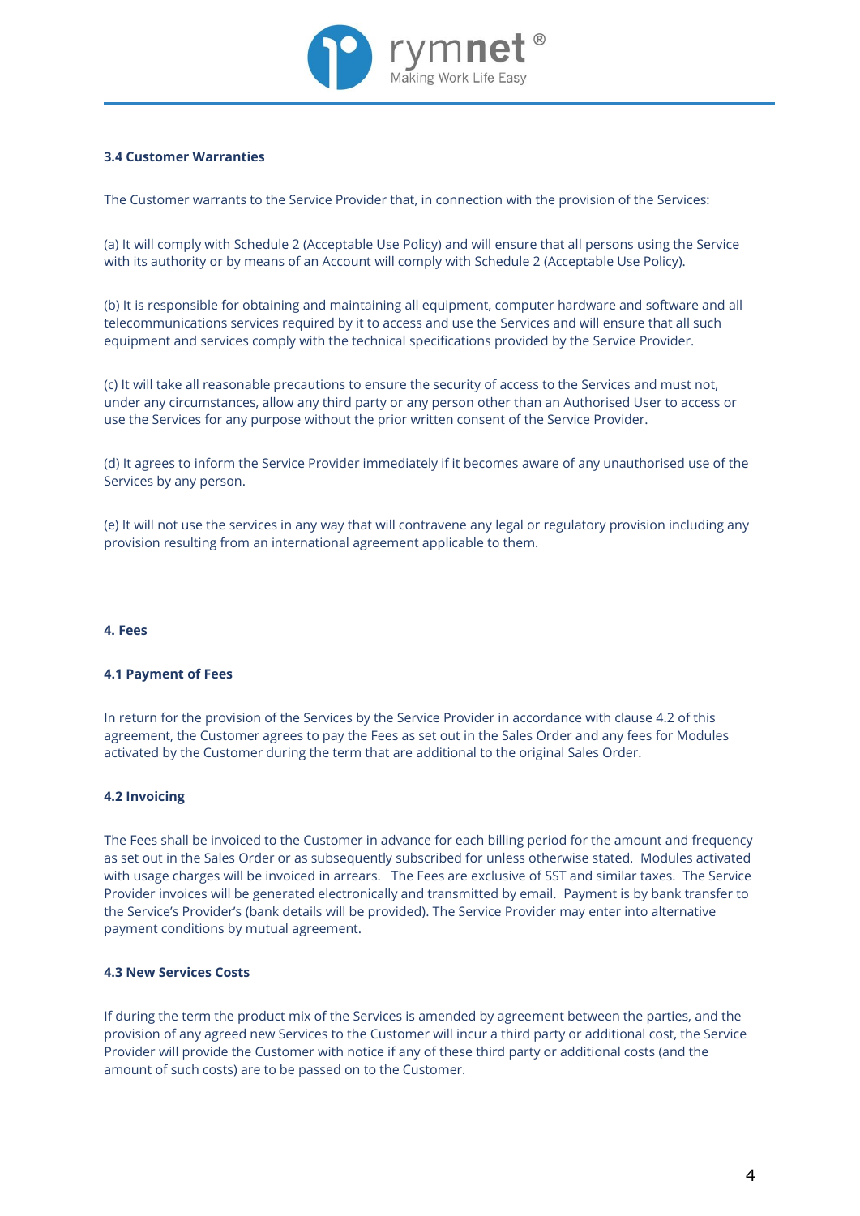### 3.4 Customer Warranties

The Customer warrants to the Service Provider that, in connection with the provision of the Services:

(a) It will comply with Schedule 2 (Acceptable Use Policy) and will ensure that all persons using the Service with its authority or by means of an Account will comply with Schedule 2 (Acceptable Use Policy).

(b) It is responsible for obtaining and maintaining all equipment, computer hardware and software and all telecommunications services required by it to access and use the Services and will ensure that all such equipment and services comply with the technical specifications provided by the Service Provider.

(c) It will take all reasonable precautions to ensure the security of access to the Services and must not, under any circumstances, allow any third party or any person other than an Authorised User to access or use the Services for any purpose without the prior written consent of the Service Provider.

(d) It agrees to inform the Service Provider immediately if it becomes aware of any unauthorised use of the Services by any person.

(e) It will not use the services in any way that will contravene any legal or regulatory provision including any provision resulting from an international agreement applicable to them.

## 4. Fees

### 4.1 Payment of Fees

In return for the provision of the Services by the Service Provider in accordance with clause 4.2 of this agreement, the Customer agrees to pay the Fees as set out in the Sales Order and any fees for Modules activated by the Customer during the term that are additional to the original Sales Order.

### 4.2 Invoicing

The Fees shall be invoiced to the Customer in advance for each billing period for the amount and frequency as set out in the Sales Order or as subsequently subscribed for unless otherwise stated. Modules activated with usage charges will be invoiced in arrears. The Fees are exclusive of SST and similar taxes. The Service Provider invoices will be generated electronically and transmitted by email. Payment is by bank transfer to the Service's Provider's (bank details will be provided). The Service Provider may enter into alternative payment conditions by mutual agreement.

### 4.3 New Services Costs

If during the term the product mix of the Services is amended by agreement between the parties, and the provision of any agreed new Services to the Customer will incur a third party or additional cost, the Service Provider will provide the Customer with notice if any of these third party or additional costs (and the amount of such costs) are to be passed on to the Customer.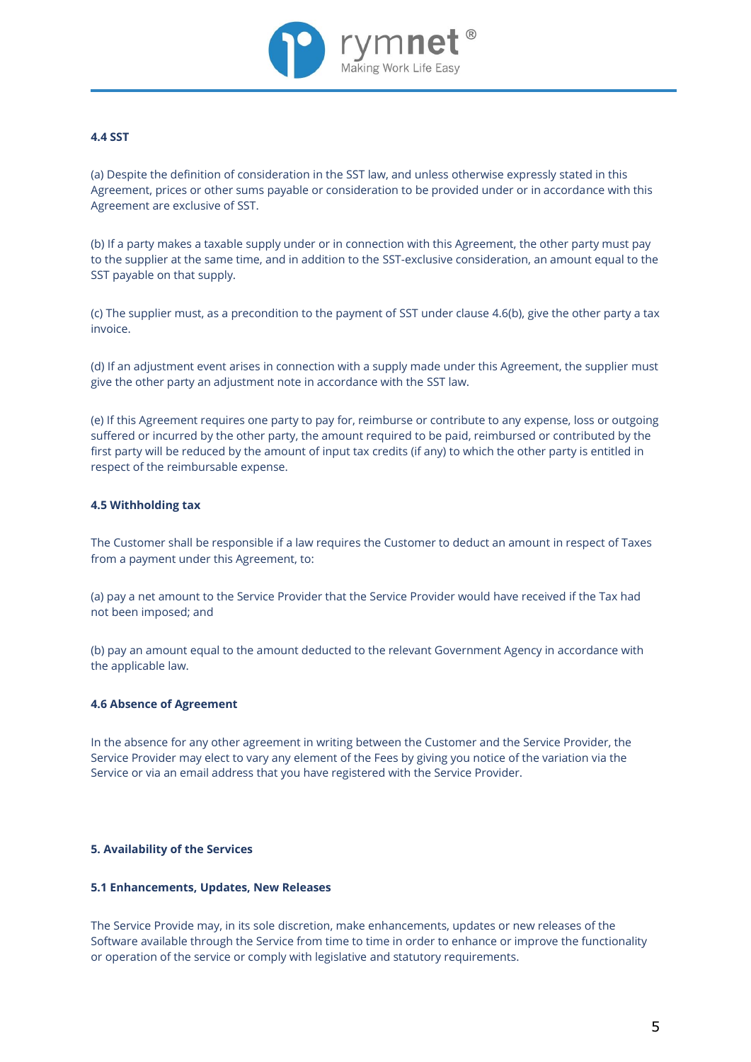#### 4.4 SST

(a) Despite the definition of consideration in the SST law, and unless otherwise expressly stated in this Agreement, prices or other sums payable or consideration to be provided under or in accordance with this Agreement are exclusive of SST.

(b) If a party makes a taxable supply under or in connection with this Agreement, the other party must pay to the supplier at the same time, and in addition to the SST-exclusive consideration, an amount equal to the SST payable on that supply.

(c) The supplier must, as a precondition to the payment of SST under clause 4.6(b), give the other party a tax invoice.

(d) If an adjustment event arises in connection with a supply made under this Agreement, the supplier must give the other party an adjustment note in accordance with the SST law.

(e) If this Agreement requires one party to pay for, reimburse or contribute to any expense, loss or outgoing suffered or incurred by the other party, the amount required to be paid, reimbursed or contributed by the first party will be reduced by the amount of input tax credits (if any) to which the other party is entitled in respect of the reimbursable expense.

#### 4.5 Withholding tax

The Customer shall be responsible if a law requires the Customer to deduct an amount in respect of Taxes from a payment under this Agreement, to:

(a) pay a net amount to the Service Provider that the Service Provider would have received if the Tax had not been imposed; and

(b) pay an amount equal to the amount deducted to the relevant Government Agency in accordance with the applicable law.

#### 4.6 Absence of Agreement

In the absence for any other agreement in writing between the Customer and the Service Provider, the Service Provider may elect to vary any element of the Fees by giving you notice of the variation via the Service or via an email address that you have registered with the Service Provider.

### 5. Availability of the Services

#### 5.1 Enhancements, Updates, New Releases

The Service Provide may, in its sole discretion, make enhancements, updates or new releases of the Software available through the Service from time to time in order to enhance or improve the functionality or operation of the service or comply with legislative and statutory requirements.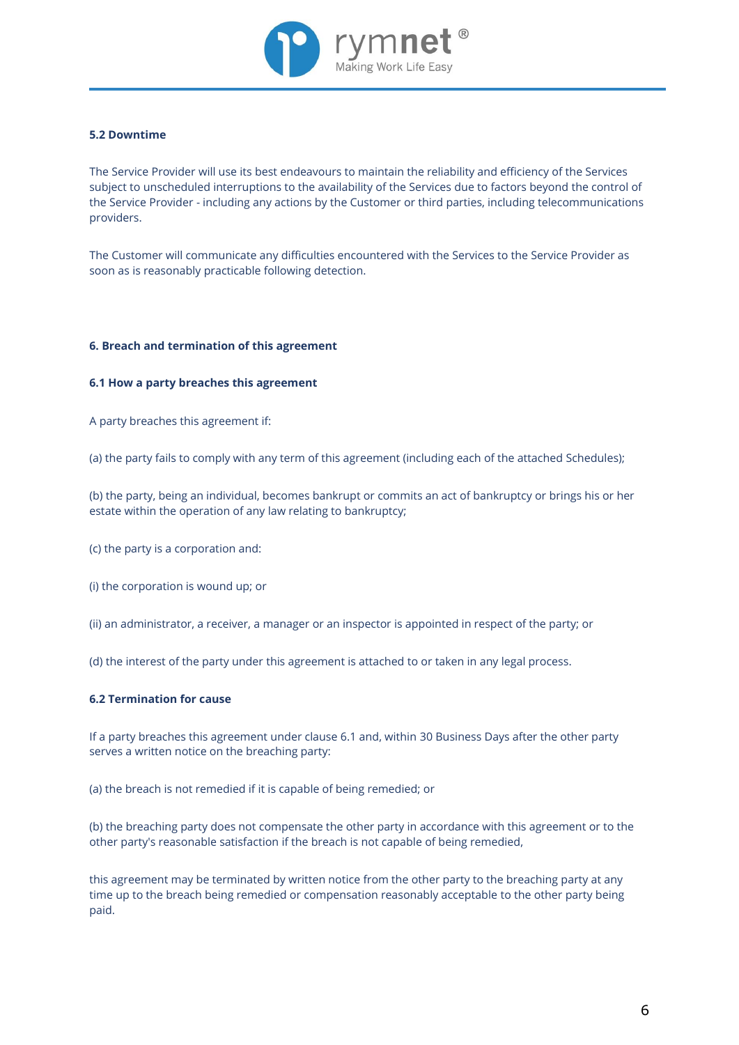### 5.2 Downtime

The Service Provider will use its best endeavours to maintain the reliability and efficiency of the Services subject to unscheduled interruptions to the availability of the Services due to factors beyond the control of the Service Provider - including any actions by the Customer or third parties, including telecommunications providers.

The Customer will communicate any difficulties encountered with the Services to the Service Provider as soon as is reasonably practicable following detection.

## 6. Breach and termination of this agreement

### 6.1 How a party breaches this agreement

A party breaches this agreement if:

(a) the party fails to comply with any term of this agreement (including each of the attached Schedules);

(b) the party, being an individual, becomes bankrupt or commits an act of bankruptcy or brings his or her estate within the operation of any law relating to bankruptcy;

(c) the party is a corporation and:

(i) the corporation is wound up; or

(ii) an administrator, a receiver, a manager or an inspector is appointed in respect of the party; or

(d) the interest of the party under this agreement is attached to or taken in any legal process.

### 6.2 Termination for cause

If a party breaches this agreement under clause 6.1 and, within 30 Business Days after the other party serves a written notice on the breaching party:

(a) the breach is not remedied if it is capable of being remedied; or

(b) the breaching party does not compensate the other party in accordance with this agreement or to the other party's reasonable satisfaction if the breach is not capable of being remedied,

this agreement may be terminated by written notice from the other party to the breaching party at any time up to the breach being remedied or compensation reasonably acceptable to the other party being paid.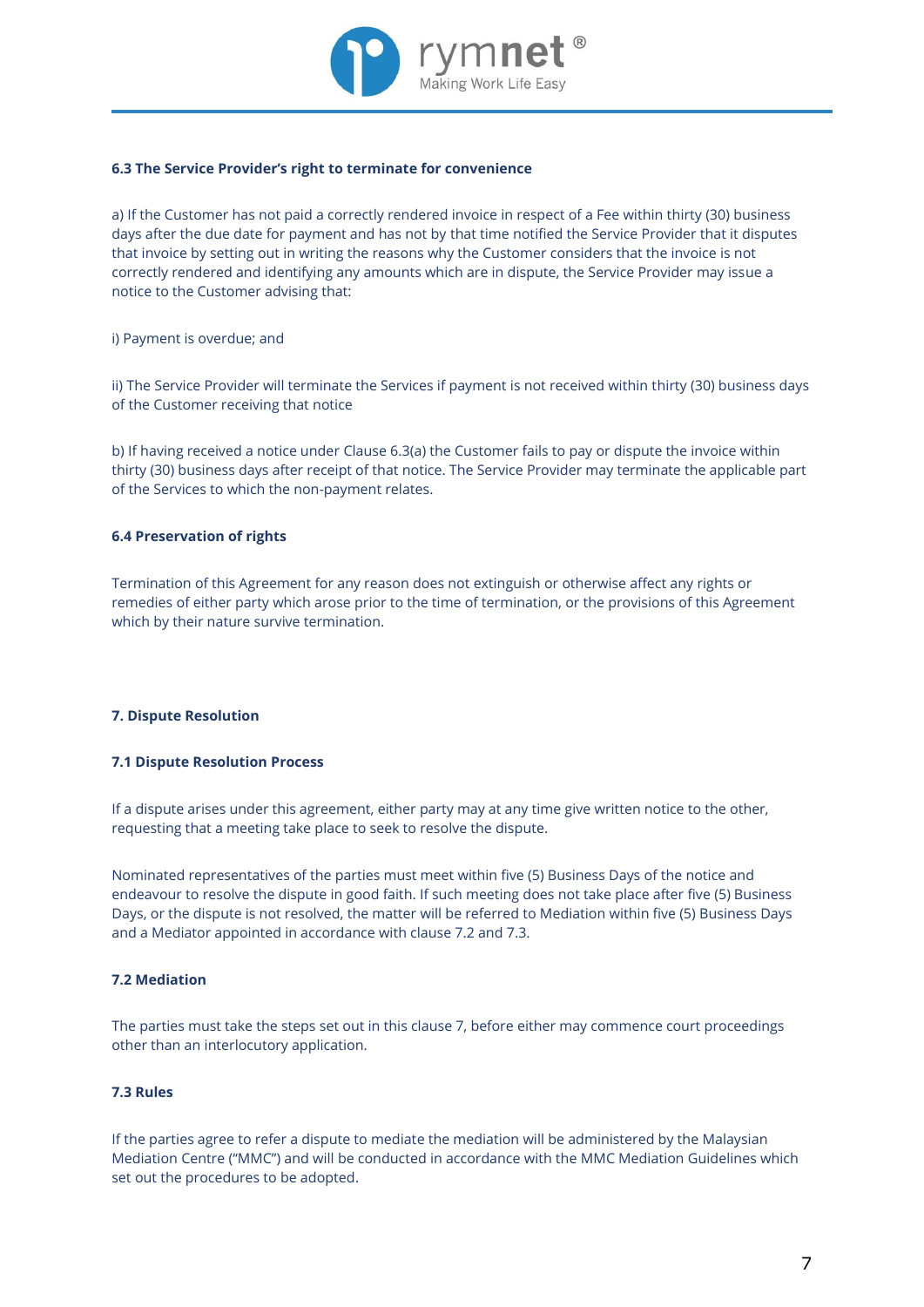### 6.3 The Service Provider's right to terminate for convenience

a) If the Customer has not paid a correctly rendered invoice in respect of a Fee within thirty (30) business days after the due date for payment and has not by that time notified the Service Provider that it disputes that invoice by setting out in writing the reasons why the Customer considers that the invoice is not correctly rendered and identifying any amounts which are in dispute, the Service Provider may issue a notice to the Customer advising that:

i) Payment is overdue; and

ii) The Service Provider will terminate the Services if payment is not received within thirty (30) business days of the Customer receiving that notice

b) If having received a notice under Clause 6.3(a) the Customer fails to pay or dispute the invoice within thirty (30) business days after receipt of that notice. The Service Provider may terminate the applicable part of the Services to which the non-payment relates.

### 6.4 Preservation of rights

Termination of this Agreement for any reason does not extinguish or otherwise affect any rights or remedies of either party which arose prior to the time of termination, or the provisions of this Agreement which by their nature survive termination.

## 7. Dispute Resolution

### 7.1 Dispute Resolution Process

If a dispute arises under this agreement, either party may at any time give written notice to the other, requesting that a meeting take place to seek to resolve the dispute.

Nominated representatives of the parties must meet within five (5) Business Days of the notice and endeavour to resolve the dispute in good faith. If such meeting does not take place after five (5) Business Days, or the dispute is not resolved, the matter will be referred to Mediation within five (5) Business Days and a Mediator appointed in accordance with clause 7.2 and 7.3.

### 7.2 Mediation

The parties must take the steps set out in this clause 7, before either may commence court proceedings other than an interlocutory application.

### 7.3 Rules

If the parties agree to refer a dispute to mediate the mediation will be administered by the Malaysian Mediation Centre ("MMC") and will be conducted in accordance with the MMC Mediation Guidelines which set out the procedures to be adopted.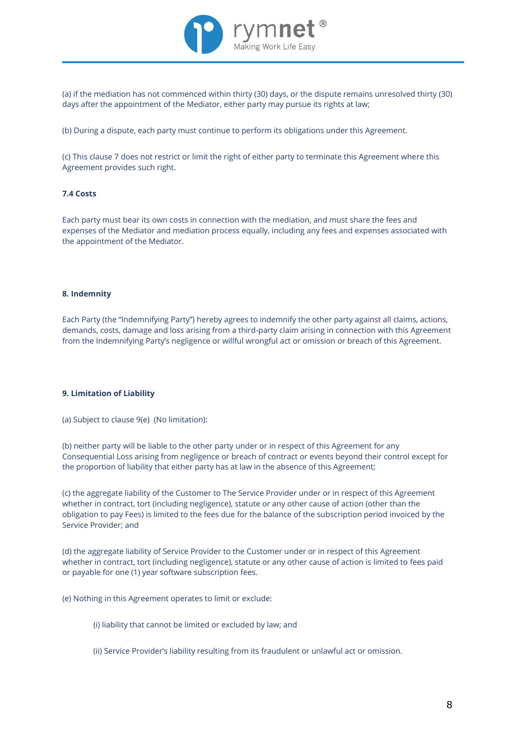(a) if the mediation has not commenced within thirty (30) days, or the dispute remains unresolved thirty (30) days after the appointment of the Mediator, either party may pursue its rights at law;

(b) During a dispute, each party must continue to perform its obligations under this Agreement.

(c) This clause 7 does not restrict or limit the right of either party to terminate this Agreement where this Agreement provides such right.

**7.4 Costs**

Each party must bear its own costs in connection with the mediation, and must share the fees and expenses of the Mediator and mediation process equally, including any fees and expenses associated with the appointment of the Mediator.

**8. Indemnity**

Each Party (the "Indemnifying Party") hereby agrees to indemnify the other party against all claims, actions, demands, costs, damage and loss arising from a third-party claim arising in connection with this Agreement from the Indemnifying Party's negligence or willful wrongful act or omission or breach of this Agreement.

**9. Limitation of Liability**

(a) Subject to clause 9(e) (No limitation):

(b) neither party will be liable to the other party under or in respect of this Agreement for any Consequential Loss arising from negligence or breach of contract or events beyond their control except for the proportion of liability that either party has at law in the absence of this Agreement;

(c) the aggregate liability of the Customer to The Service Provider under or in respect of this Agreement whether in contract, tort (including negligence), statute or any other cause of action (other than the obligation to pay Fees) is limited to the fees due for the balance of the subscription period invoiced by the Service Provider; and

(d) the aggregate liability of Service Provider to the Customer under or in respect of this Agreement whether in contract, tort (including negligence), statute or any other cause of action is limited to fees paid or payable for one (1) year software subscription fees.

(e) Nothing in this Agreement operates to limit or exclude:

> (i) liability that cannot be limited or excluded by law; and
>
> (ii) Service Provider's liability resulting from its fraudulent or unlawful act or omission.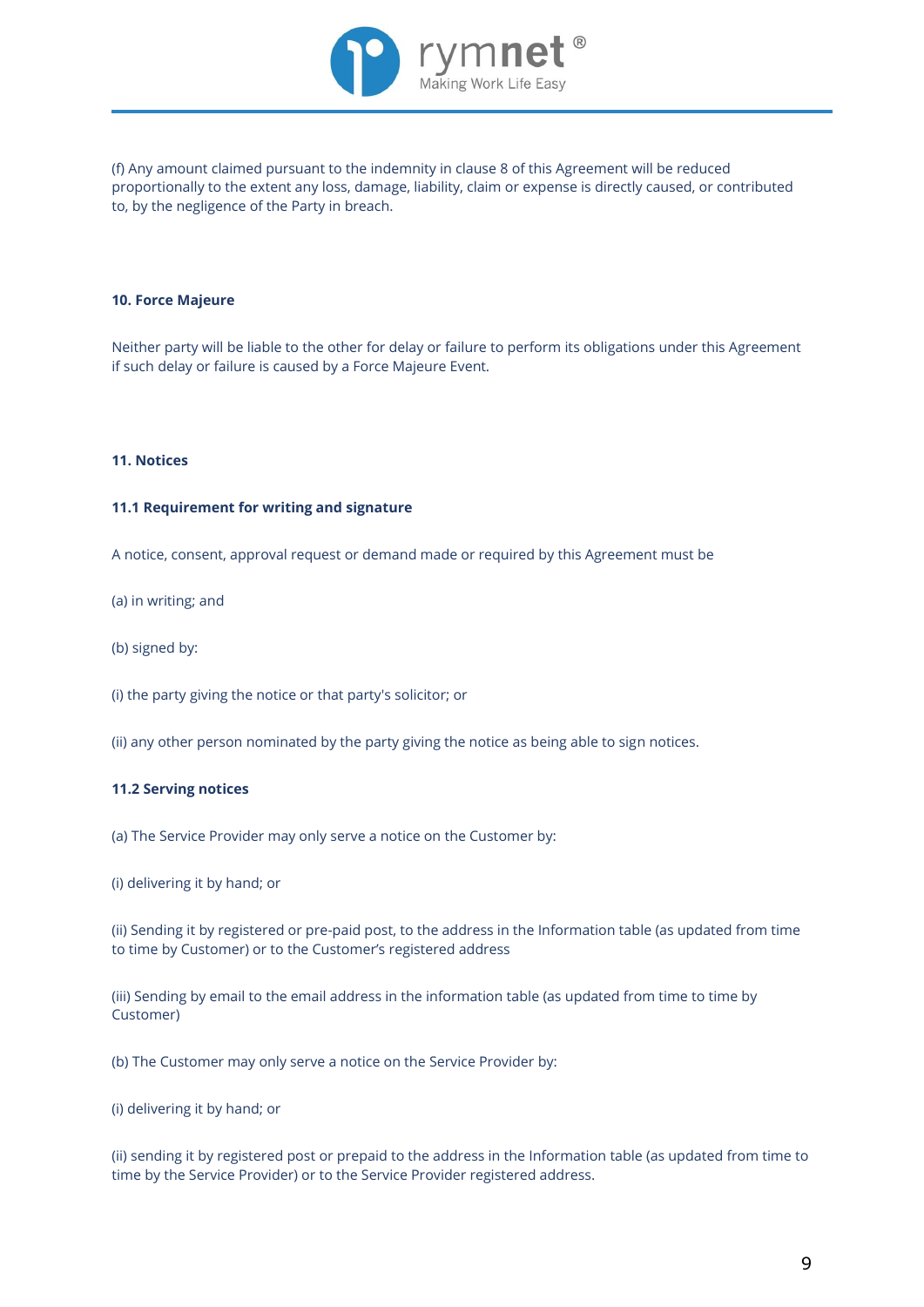(f) Any amount claimed pursuant to the indemnity in clause 8 of this Agreement will be reduced proportionally to the extent any loss, damage, liability, claim or expense is directly caused, or contributed to, by the negligence of the Party in breach.

**10. Force Majeure**

Neither party will be liable to the other for delay or failure to perform its obligations under this Agreement if such delay or failure is caused by a Force Majeure Event.

**11. Notices**

**11.1 Requirement for writing and signature**

A notice, consent, approval request or demand made or required by this Agreement must be

(a) in writing; and

(b) signed by:

(i) the party giving the notice or that party's solicitor; or

(ii) any other person nominated by the party giving the notice as being able to sign notices.

**11.2 Serving notices**

(a) The Service Provider may only serve a notice on the Customer by:

(i) delivering it by hand; or

(ii) Sending it by registered or pre-paid post, to the address in the Information table (as updated from time to time by Customer) or to the Customer's registered address

(iii) Sending by email to the email address in the information table (as updated from time to time by Customer)

(b) The Customer may only serve a notice on the Service Provider by:

(i) delivering it by hand; or

(ii) sending it by registered post or prepaid to the address in the Information table (as updated from time to time by the Service Provider) or to the Service Provider registered address.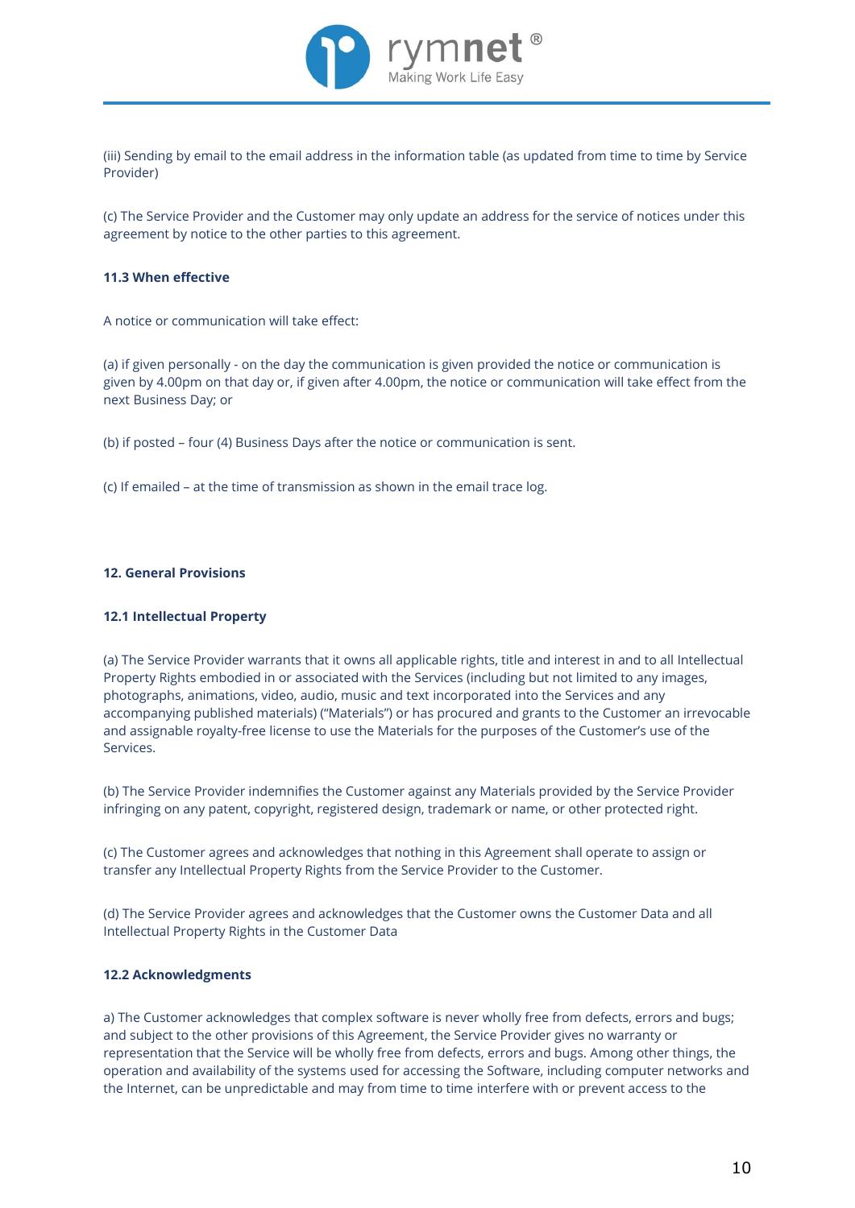(iii) Sending by email to the email address in the information table (as updated from time to time by Service Provider)

(c) The Service Provider and the Customer may only update an address for the service of notices under this agreement by notice to the other parties to this agreement.

**11.3 When effective**

A notice or communication will take effect:

(a) if given personally - on the day the communication is given provided the notice or communication is given by 4.00pm on that day or, if given after 4.00pm, the notice or communication will take effect from the next Business Day; or

(b) if posted – four (4) Business Days after the notice or communication is sent.

(c) If emailed – at the time of transmission as shown in the email trace log.

## 12. General Provisions

**12.1 Intellectual Property**

(a) The Service Provider warrants that it owns all applicable rights, title and interest in and to all Intellectual Property Rights embodied in or associated with the Services (including but not limited to any images, photographs, animations, video, audio, music and text incorporated into the Services and any accompanying published materials) ("Materials") or has procured and grants to the Customer an irrevocable and assignable royalty-free license to use the Materials for the purposes of the Customer's use of the Services.

(b) The Service Provider indemnifies the Customer against any Materials provided by the Service Provider infringing on any patent, copyright, registered design, trademark or name, or other protected right.

(c) The Customer agrees and acknowledges that nothing in this Agreement shall operate to assign or transfer any Intellectual Property Rights from the Service Provider to the Customer.

(d) The Service Provider agrees and acknowledges that the Customer owns the Customer Data and all Intellectual Property Rights in the Customer Data

**12.2 Acknowledgments**

a) The Customer acknowledges that complex software is never wholly free from defects, errors and bugs; and subject to the other provisions of this Agreement, the Service Provider gives no warranty or representation that the Service will be wholly free from defects, errors and bugs. Among other things, the operation and availability of the systems used for accessing the Software, including computer networks and the Internet, can be unpredictable and may from time to time interfere with or prevent access to the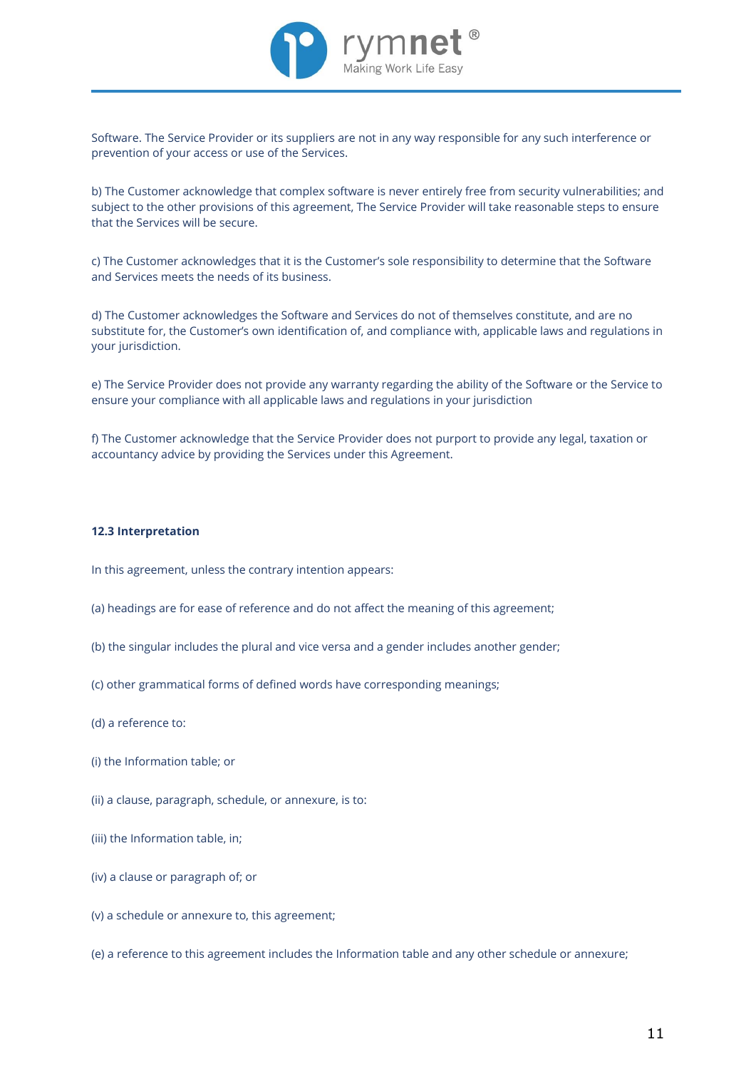Software. The Service Provider or its suppliers are not in any way responsible for any such interference or prevention of your access or use of the Services.

b) The Customer acknowledge that complex software is never entirely free from security vulnerabilities; and subject to the other provisions of this agreement, The Service Provider will take reasonable steps to ensure that the Services will be secure.

c) The Customer acknowledges that it is the Customer's sole responsibility to determine that the Software and Services meets the needs of its business.

d) The Customer acknowledges the Software and Services do not of themselves constitute, and are no substitute for, the Customer's own identification of, and compliance with, applicable laws and regulations in your jurisdiction.

e) The Service Provider does not provide any warranty regarding the ability of the Software or the Service to ensure your compliance with all applicable laws and regulations in your jurisdiction

f) The Customer acknowledge that the Service Provider does not purport to provide any legal, taxation or accountancy advice by providing the Services under this Agreement.

**12.3 Interpretation**

In this agreement, unless the contrary intention appears:

(a) headings are for ease of reference and do not affect the meaning of this agreement;

(b) the singular includes the plural and vice versa and a gender includes another gender;

(c) other grammatical forms of defined words have corresponding meanings;

(d) a reference to:

(i) the Information table; or

(ii) a clause, paragraph, schedule, or annexure, is to:

(iii) the Information table, in;

(iv) a clause or paragraph of; or

(v) a schedule or annexure to, this agreement;

(e) a reference to this agreement includes the Information table and any other schedule or annexure;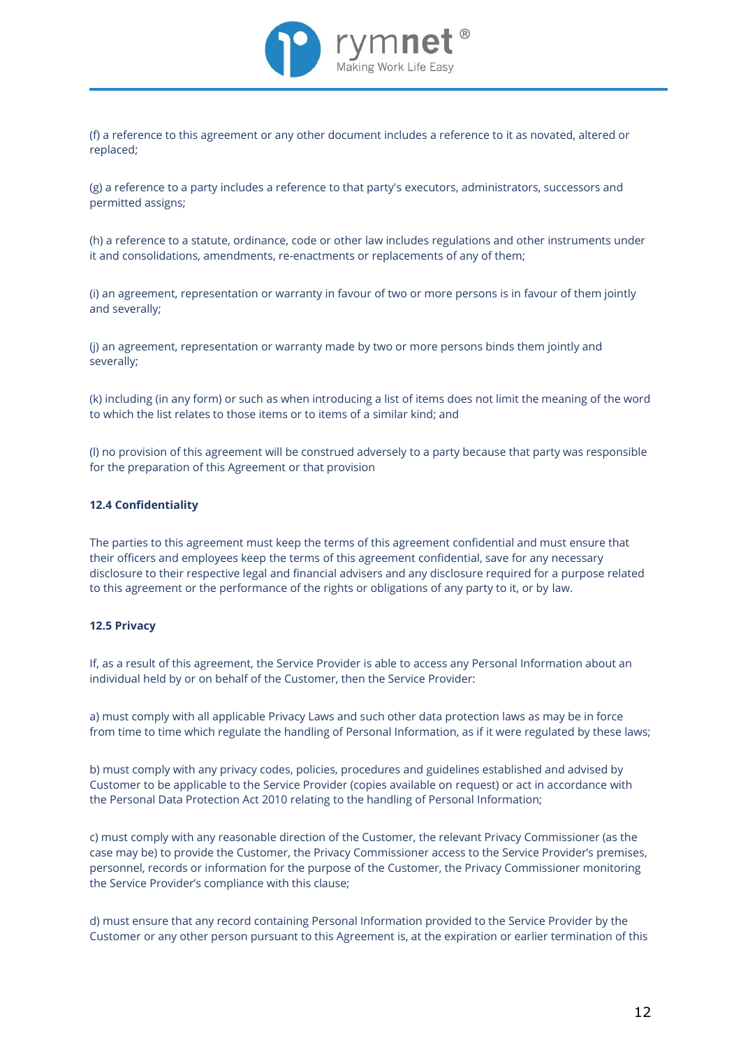(f) a reference to this agreement or any other document includes a reference to it as novated, altered or replaced;

(g) a reference to a party includes a reference to that party's executors, administrators, successors and permitted assigns;

(h) a reference to a statute, ordinance, code or other law includes regulations and other instruments under it and consolidations, amendments, re-enactments or replacements of any of them;

(i) an agreement, representation or warranty in favour of two or more persons is in favour of them jointly and severally;

(j) an agreement, representation or warranty made by two or more persons binds them jointly and severally;

(k) including (in any form) or such as when introducing a list of items does not limit the meaning of the word to which the list relates to those items or to items of a similar kind; and

(l) no provision of this agreement will be construed adversely to a party because that party was responsible for the preparation of this Agreement or that provision

**12.4 Confidentiality**

The parties to this agreement must keep the terms of this agreement confidential and must ensure that their officers and employees keep the terms of this agreement confidential, save for any necessary disclosure to their respective legal and financial advisers and any disclosure required for a purpose related to this agreement or the performance of the rights or obligations of any party to it, or by law.

**12.5 Privacy**

If, as a result of this agreement, the Service Provider is able to access any Personal Information about an individual held by or on behalf of the Customer, then the Service Provider:

a) must comply with all applicable Privacy Laws and such other data protection laws as may be in force from time to time which regulate the handling of Personal Information, as if it were regulated by these laws;

b) must comply with any privacy codes, policies, procedures and guidelines established and advised by Customer to be applicable to the Service Provider (copies available on request) or act in accordance with the Personal Data Protection Act 2010 relating to the handling of Personal Information;

c) must comply with any reasonable direction of the Customer, the relevant Privacy Commissioner (as the case may be) to provide the Customer, the Privacy Commissioner access to the Service Provider's premises, personnel, records or information for the purpose of the Customer, the Privacy Commissioner monitoring the Service Provider's compliance with this clause;

d) must ensure that any record containing Personal Information provided to the Service Provider by the Customer or any other person pursuant to this Agreement is, at the expiration or earlier termination of this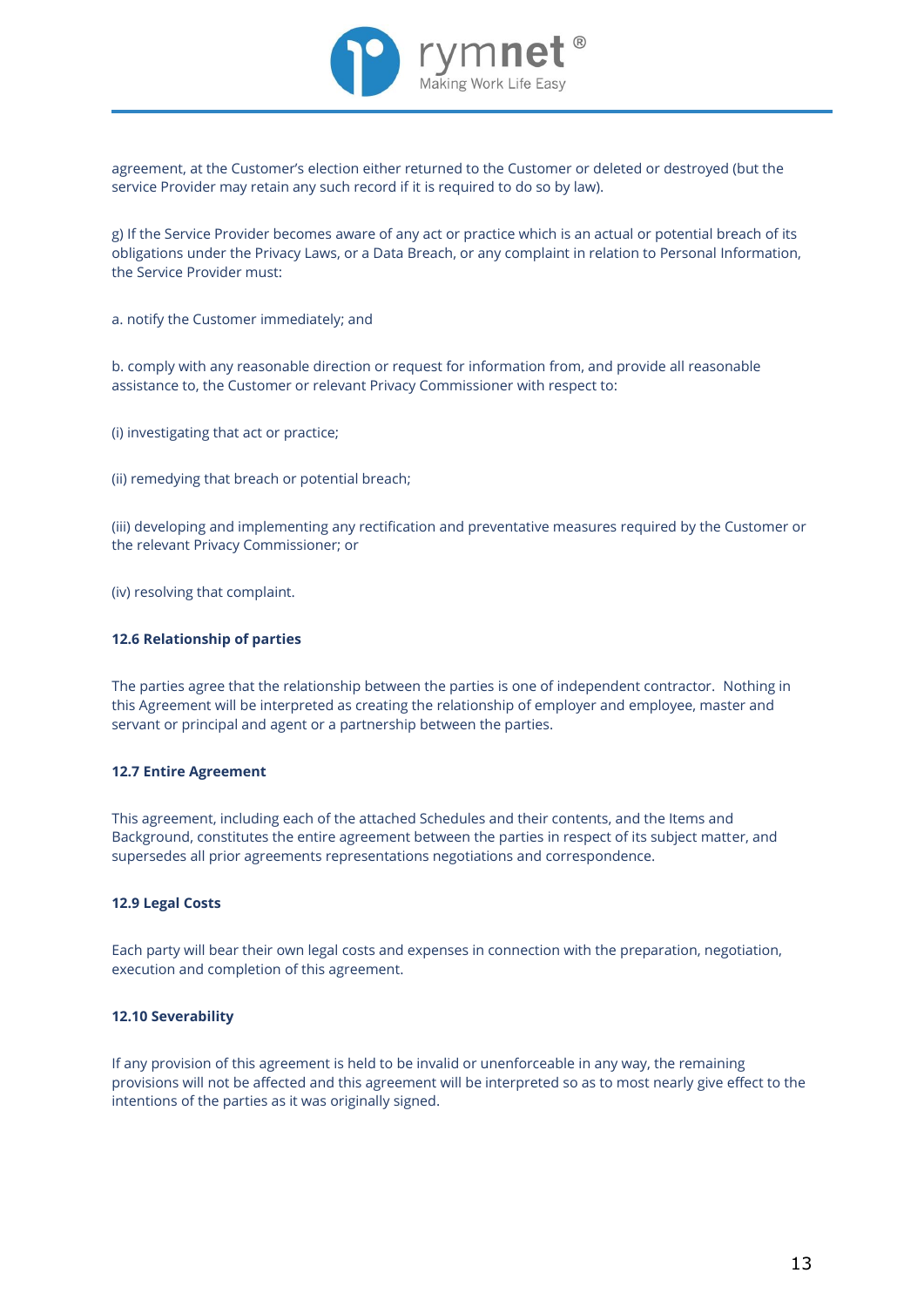agreement, at the Customer's election either returned to the Customer or deleted or destroyed (but the service Provider may retain any such record if it is required to do so by law).

g) If the Service Provider becomes aware of any act or practice which is an actual or potential breach of its obligations under the Privacy Laws, or a Data Breach, or any complaint in relation to Personal Information, the Service Provider must:

a. notify the Customer immediately; and

b. comply with any reasonable direction or request for information from, and provide all reasonable assistance to, the Customer or relevant Privacy Commissioner with respect to:

(i) investigating that act or practice;

(ii) remedying that breach or potential breach;

(iii) developing and implementing any rectification and preventative measures required by the Customer or the relevant Privacy Commissioner; or

(iv) resolving that complaint.

**12.6 Relationship of parties**

The parties agree that the relationship between the parties is one of independent contractor. Nothing in this Agreement will be interpreted as creating the relationship of employer and employee, master and servant or principal and agent or a partnership between the parties.

**12.7 Entire Agreement**

This agreement, including each of the attached Schedules and their contents, and the Items and Background, constitutes the entire agreement between the parties in respect of its subject matter, and supersedes all prior agreements representations negotiations and correspondence.

**12.9 Legal Costs**

Each party will bear their own legal costs and expenses in connection with the preparation, negotiation, execution and completion of this agreement.

**12.10 Severability**

If any provision of this agreement is held to be invalid or unenforceable in any way, the remaining provisions will not be affected and this agreement will be interpreted so as to most nearly give effect to the intentions of the parties as it was originally signed.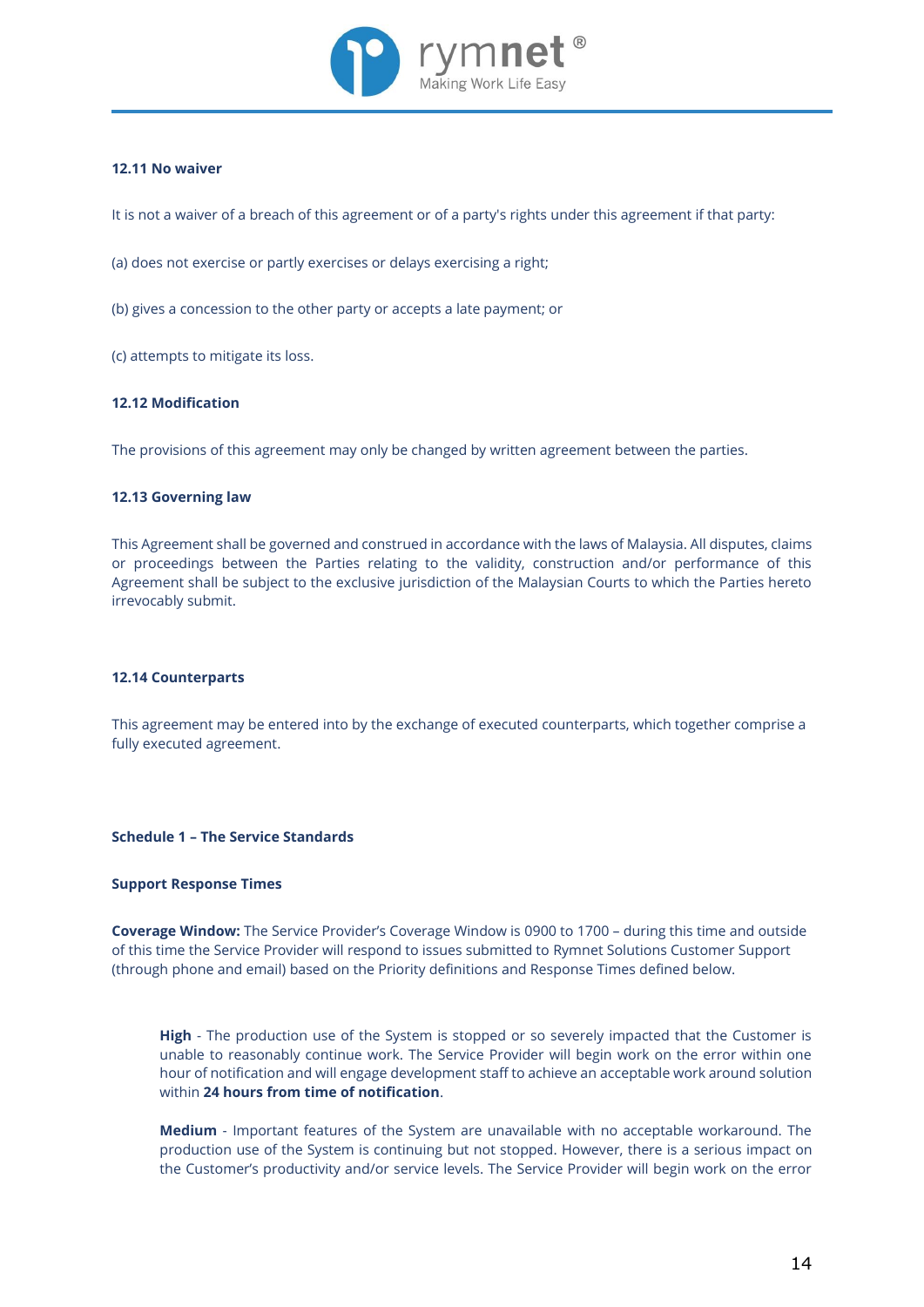**12.11 No waiver**

It is not a waiver of a breach of this agreement or of a party's rights under this agreement if that party:

(a) does not exercise or partly exercises or delays exercising a right;

(b) gives a concession to the other party or accepts a late payment; or

(c) attempts to mitigate its loss.

**12.12 Modification**

The provisions of this agreement may only be changed by written agreement between the parties.

**12.13 Governing law**

This Agreement shall be governed and construed in accordance with the laws of Malaysia. All disputes, claims or proceedings between the Parties relating to the validity, construction and/or performance of this Agreement shall be subject to the exclusive jurisdiction of the Malaysian Courts to which the Parties hereto irrevocably submit.

**12.14 Counterparts**

This agreement may be entered into by the exchange of executed counterparts, which together comprise a fully executed agreement.

**Schedule 1 – The Service Standards**

**Support Response Times**

**Coverage Window:** The Service Provider's Coverage Window is 0900 to 1700 – during this time and outside of this time the Service Provider will respond to issues submitted to Rymnet Solutions Customer Support (through phone and email) based on the Priority definitions and Response Times defined below.

> **High** - The production use of the System is stopped or so severely impacted that the Customer is unable to reasonably continue work. The Service Provider will begin work on the error within one hour of notification and will engage development staff to achieve an acceptable work around solution within **24 hours from time of notification**.
>
> **Medium** - Important features of the System are unavailable with no acceptable workaround. The production use of the System is continuing but not stopped. However, there is a serious impact on the Customer's productivity and/or service levels. The Service Provider will begin work on the error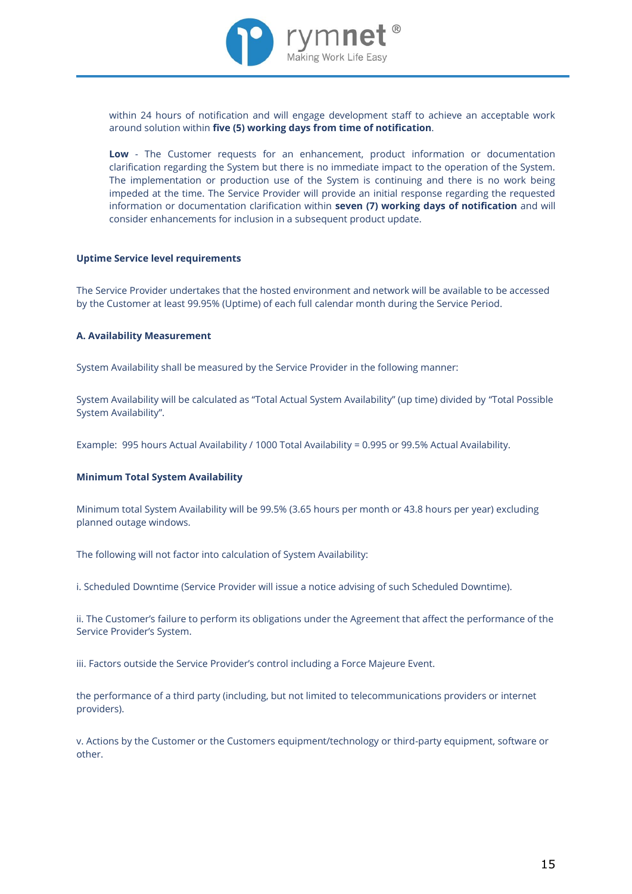within 24 hours of notification and will engage development staff to achieve an acceptable work around solution within **five (5) working days from time of notification**.

**Low** - The Customer requests for an enhancement, product information or documentation clarification regarding the System but there is no immediate impact to the operation of the System. The implementation or production use of the System is continuing and there is no work being impeded at the time. The Service Provider will provide an initial response regarding the requested information or documentation clarification within **seven (7) working days of notification** and will consider enhancements for inclusion in a subsequent product update.

**Uptime Service level requirements**

The Service Provider undertakes that the hosted environment and network will be available to be accessed by the Customer at least 99.95% (Uptime) of each full calendar month during the Service Period.

**A. Availability Measurement**

System Availability shall be measured by the Service Provider in the following manner:

System Availability will be calculated as "Total Actual System Availability" (up time) divided by "Total Possible System Availability".

Example: 995 hours Actual Availability / 1000 Total Availability = 0.995 or 99.5% Actual Availability.

**Minimum Total System Availability**

Minimum total System Availability will be 99.5% (3.65 hours per month or 43.8 hours per year) excluding planned outage windows.

The following will not factor into calculation of System Availability:

i. Scheduled Downtime (Service Provider will issue a notice advising of such Scheduled Downtime).

ii. The Customer's failure to perform its obligations under the Agreement that affect the performance of the Service Provider's System.

iii. Factors outside the Service Provider's control including a Force Majeure Event.

the performance of a third party (including, but not limited to telecommunications providers or internet providers).

v. Actions by the Customer or the Customers equipment/technology or third-party equipment, software or other.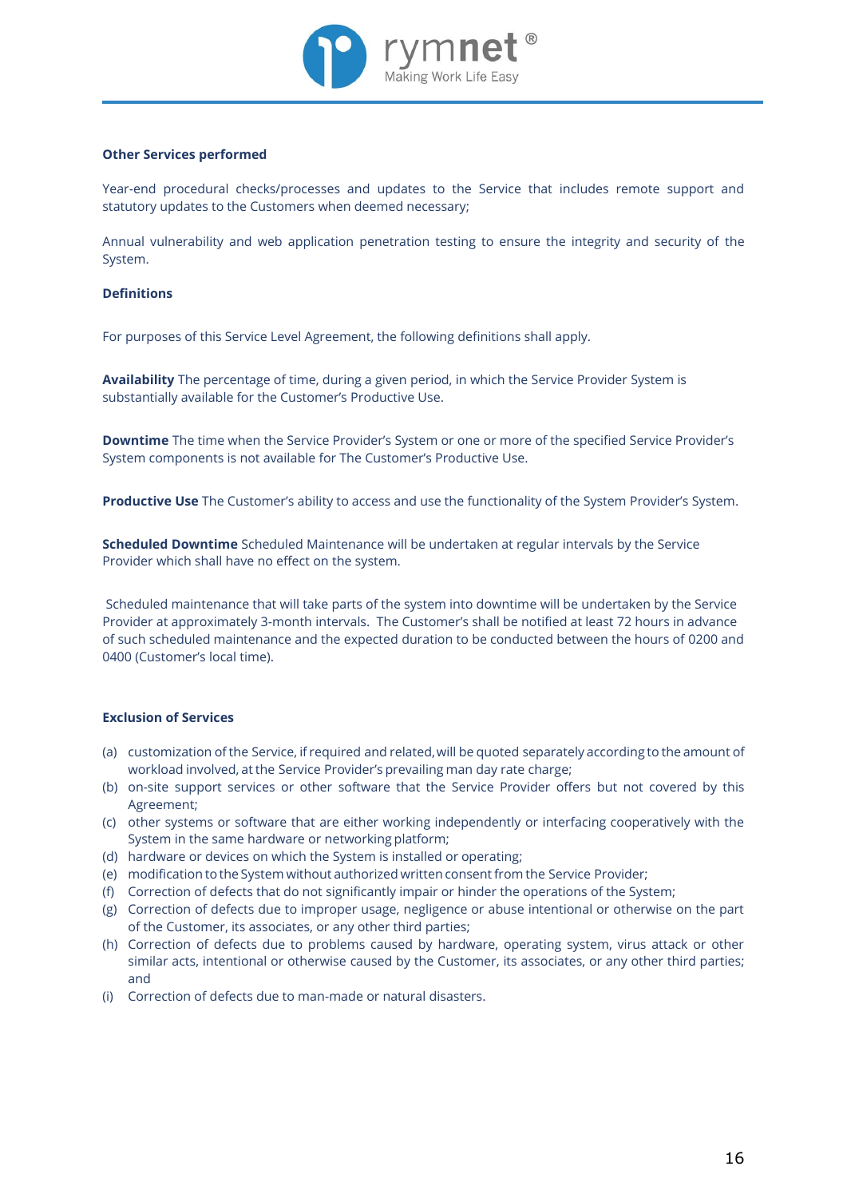**Other Services performed**

Year-end procedural checks/processes and updates to the Service that includes remote support and statutory updates to the Customers when deemed necessary;

Annual vulnerability and web application penetration testing to ensure the integrity and security of the System.

**Definitions**

For purposes of this Service Level Agreement, the following definitions shall apply.

**Availability** The percentage of time, during a given period, in which the Service Provider System is substantially available for the Customer's Productive Use.

**Downtime** The time when the Service Provider's System or one or more of the specified Service Provider's System components is not available for The Customer's Productive Use.

**Productive Use** The Customer's ability to access and use the functionality of the System Provider's System.

**Scheduled Downtime** Scheduled Maintenance will be undertaken at regular intervals by the Service Provider which shall have no effect on the system.

Scheduled maintenance that will take parts of the system into downtime will be undertaken by the Service Provider at approximately 3-month intervals. The Customer's shall be notified at least 72 hours in advance of such scheduled maintenance and the expected duration to be conducted between the hours of 0200 and 0400 (Customer's local time).

**Exclusion of Services**

(a) customization of the Service, if required and related, will be quoted separately according to the amount of workload involved, at the Service Provider's prevailing man day rate charge;
(b) on-site support services or other software that the Service Provider offers but not covered by this Agreement;
(c) other systems or software that are either working independently or interfacing cooperatively with the System in the same hardware or networking platform;
(d) hardware or devices on which the System is installed or operating;
(e) modification to the System without authorized written consent from the Service Provider;
(f) Correction of defects that do not significantly impair or hinder the operations of the System;
(g) Correction of defects due to improper usage, negligence or abuse intentional or otherwise on the part of the Customer, its associates, or any other third parties;
(h) Correction of defects due to problems caused by hardware, operating system, virus attack or other similar acts, intentional or otherwise caused by the Customer, its associates, or any other third parties; and
(i) Correction of defects due to man-made or natural disasters.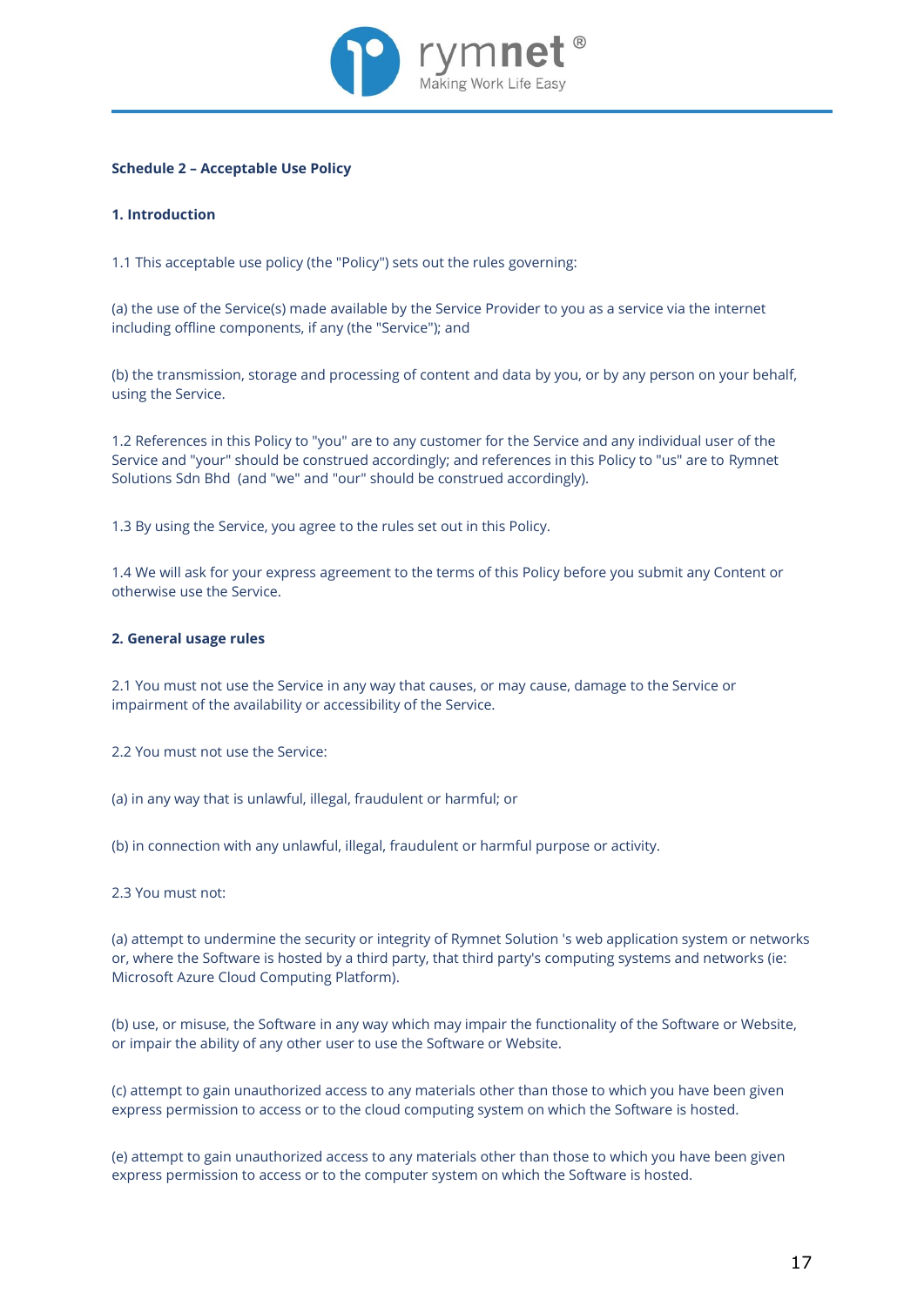**Schedule 2 – Acceptable Use Policy**

**1. Introduction**

1.1 This acceptable use policy (the "Policy") sets out the rules governing:

(a) the use of the Service(s) made available by the Service Provider to you as a service via the internet including offline components, if any (the "Service"); and

(b) the transmission, storage and processing of content and data by you, or by any person on your behalf, using the Service.

1.2 References in this Policy to "you" are to any customer for the Service and any individual user of the Service and "your" should be construed accordingly; and references in this Policy to "us" are to Rymnet Solutions Sdn Bhd (and "we" and "our" should be construed accordingly).

1.3 By using the Service, you agree to the rules set out in this Policy.

1.4 We will ask for your express agreement to the terms of this Policy before you submit any Content or otherwise use the Service.

**2. General usage rules**

2.1 You must not use the Service in any way that causes, or may cause, damage to the Service or impairment of the availability or accessibility of the Service.

2.2 You must not use the Service:

(a) in any way that is unlawful, illegal, fraudulent or harmful; or

(b) in connection with any unlawful, illegal, fraudulent or harmful purpose or activity.

2.3 You must not:

(a) attempt to undermine the security or integrity of Rymnet Solution 's web application system or networks or, where the Software is hosted by a third party, that third party's computing systems and networks (ie: Microsoft Azure Cloud Computing Platform).

(b) use, or misuse, the Software in any way which may impair the functionality of the Software or Website, or impair the ability of any other user to use the Software or Website.

(c) attempt to gain unauthorized access to any materials other than those to which you have been given express permission to access or to the cloud computing system on which the Software is hosted.

(e) attempt to gain unauthorized access to any materials other than those to which you have been given express permission to access or to the computer system on which the Software is hosted.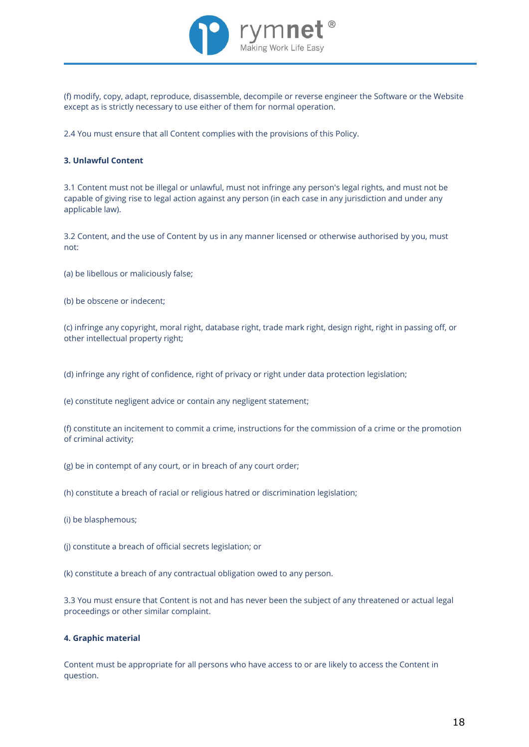(f) modify, copy, adapt, reproduce, disassemble, decompile or reverse engineer the Software or the Website except as is strictly necessary to use either of them for normal operation.

2.4 You must ensure that all Content complies with the provisions of this Policy.

**3. Unlawful Content**

3.1 Content must not be illegal or unlawful, must not infringe any person's legal rights, and must not be capable of giving rise to legal action against any person (in each case in any jurisdiction and under any applicable law).

3.2 Content, and the use of Content by us in any manner licensed or otherwise authorised by you, must not:

(a) be libellous or maliciously false;

(b) be obscene or indecent;

(c) infringe any copyright, moral right, database right, trade mark right, design right, right in passing off, or other intellectual property right;

(d) infringe any right of confidence, right of privacy or right under data protection legislation;

(e) constitute negligent advice or contain any negligent statement;

(f) constitute an incitement to commit a crime, instructions for the commission of a crime or the promotion of criminal activity;

(g) be in contempt of any court, or in breach of any court order;

(h) constitute a breach of racial or religious hatred or discrimination legislation;

(i) be blasphemous;

(j) constitute a breach of official secrets legislation; or

(k) constitute a breach of any contractual obligation owed to any person.

3.3 You must ensure that Content is not and has never been the subject of any threatened or actual legal proceedings or other similar complaint.

**4. Graphic material**

Content must be appropriate for all persons who have access to or are likely to access the Content in question.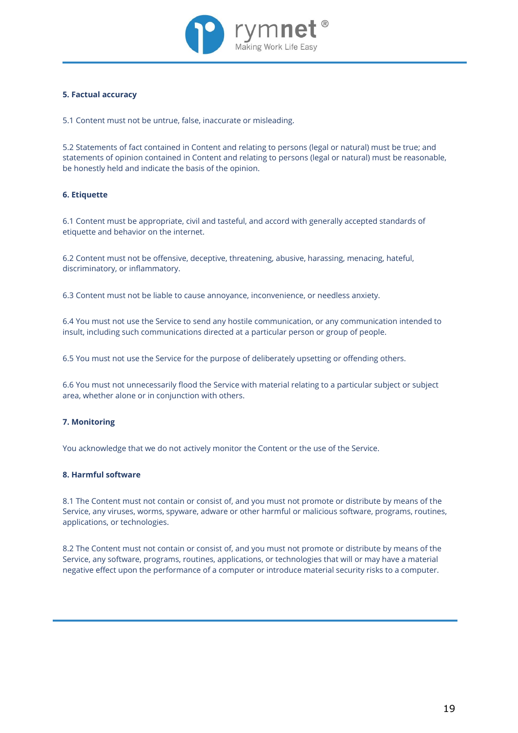**5. Factual accuracy**

5.1 Content must not be untrue, false, inaccurate or misleading.

5.2 Statements of fact contained in Content and relating to persons (legal or natural) must be true; and statements of opinion contained in Content and relating to persons (legal or natural) must be reasonable, be honestly held and indicate the basis of the opinion.

**6. Etiquette**

6.1 Content must be appropriate, civil and tasteful, and accord with generally accepted standards of etiquette and behavior on the internet.

6.2 Content must not be offensive, deceptive, threatening, abusive, harassing, menacing, hateful, discriminatory, or inflammatory.

6.3 Content must not be liable to cause annoyance, inconvenience, or needless anxiety.

6.4 You must not use the Service to send any hostile communication, or any communication intended to insult, including such communications directed at a particular person or group of people.

6.5 You must not use the Service for the purpose of deliberately upsetting or offending others.

6.6 You must not unnecessarily flood the Service with material relating to a particular subject or subject area, whether alone or in conjunction with others.

**7. Monitoring**

You acknowledge that we do not actively monitor the Content or the use of the Service.

**8. Harmful software**

8.1 The Content must not contain or consist of, and you must not promote or distribute by means of the Service, any viruses, worms, spyware, adware or other harmful or malicious software, programs, routines, applications, or technologies.

8.2 The Content must not contain or consist of, and you must not promote or distribute by means of the Service, any software, programs, routines, applications, or technologies that will or may have a material negative effect upon the performance of a computer or introduce material security risks to a computer.